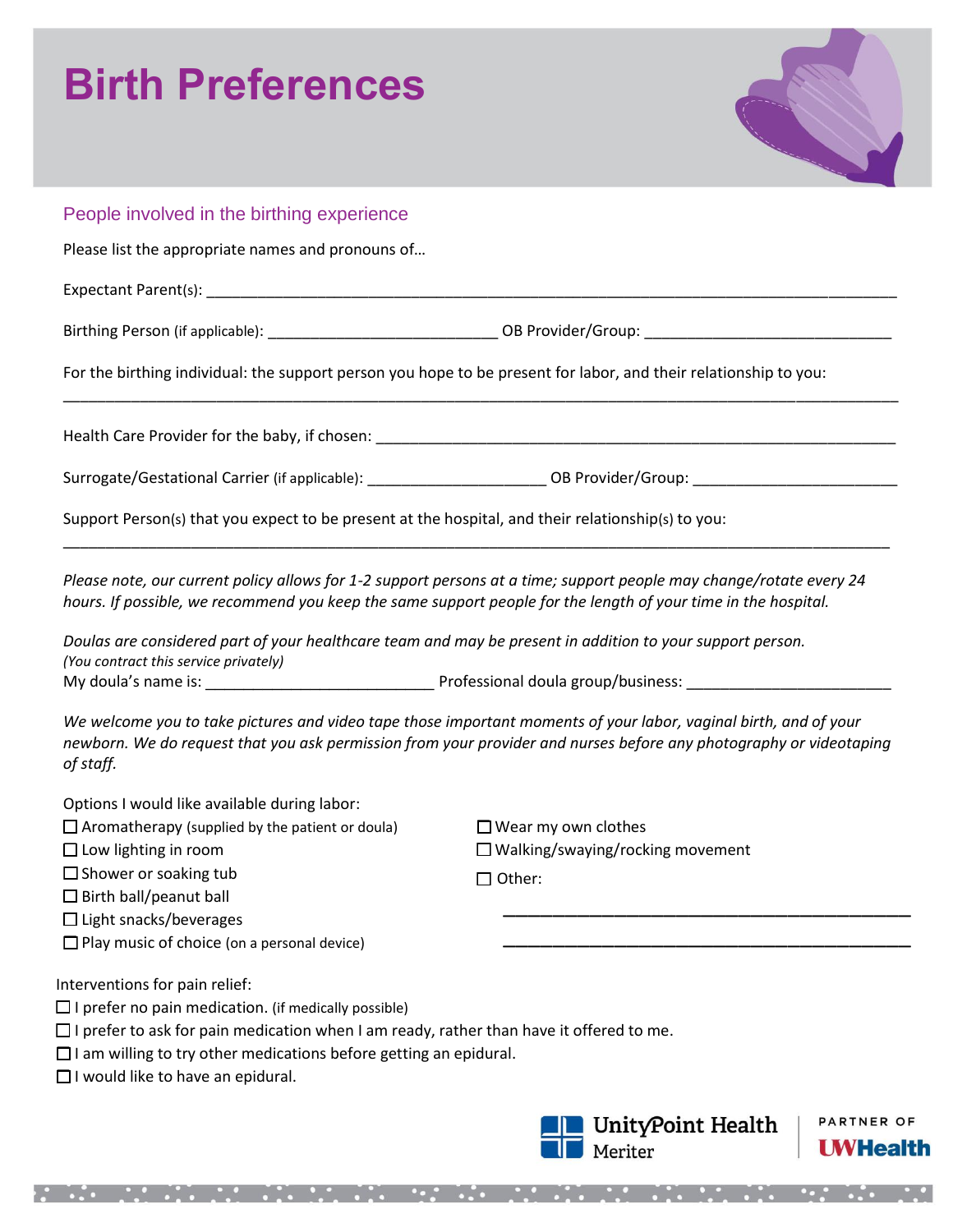# Birth Preferences

## People involved in the birthing experience

Please list the appropriate names and pronouns of…

Expectant Parent(s): ______________________________________________________________________________

Birthing Person (if applicable): ___________________________ OB Provider/Group: _____________________________

For the birthing individual: the support person you hope to be present for labor, and their relationship to you:

______________________________________________________________________________________________

Health Care Provider for the baby, if chosen: _____________________________________________________________

Surrogate/Gestational Carrier (if applicable): _____________________ OB Provider/Group: ________________________

Support Person(s) that you expect to be present at the hospital, and their relationship(s) to you:

______________________________________________________________________________________________

*Please note, our current policy allows for 1-2 support persons at a time; support people may change/rotate every 24 hours. If possible, we recommend you keep the same support people for the length of your time in the hospital.*

*Doulas are considered part of your healthcare team and may be present in addition to your support person. (You contract this service privately)*

My doula's name is: ___________________________ Professional doula group/business: ________________________

*We welcome you to take pictures and video tape those important moments of your labor, vaginal birth, and of your newborn. We do request that you ask permission from your provider and nurses before any photography or videotaping of staff.*

Options I would like available during labor:

- ☐ Aromatherapy (supplied by the patient or doula)
- ☐ Low lighting in room
- ☐ Shower or soaking tub
- ☐ Birth ball/peanut ball
- ☐ Light snacks/beverages
- ☐ Play music of choice (on a personal device)
- ☐ Wear my own clothes
- ☐ Walking/swaying/rocking movement
- ☐ Other:
  ______________________________________________
  ______________________________________________

Interventions for pain relief:

- ☐ I prefer no pain medication. (if medically possible)
- ☐ I prefer to ask for pain medication when I am ready, rather than have it offered to me.
- ☐ I am willing to try other medications before getting an epidural.
- ☐ I would like to have an epidural.

UnityPoint Health Meriter | PARTNER OF UWHealth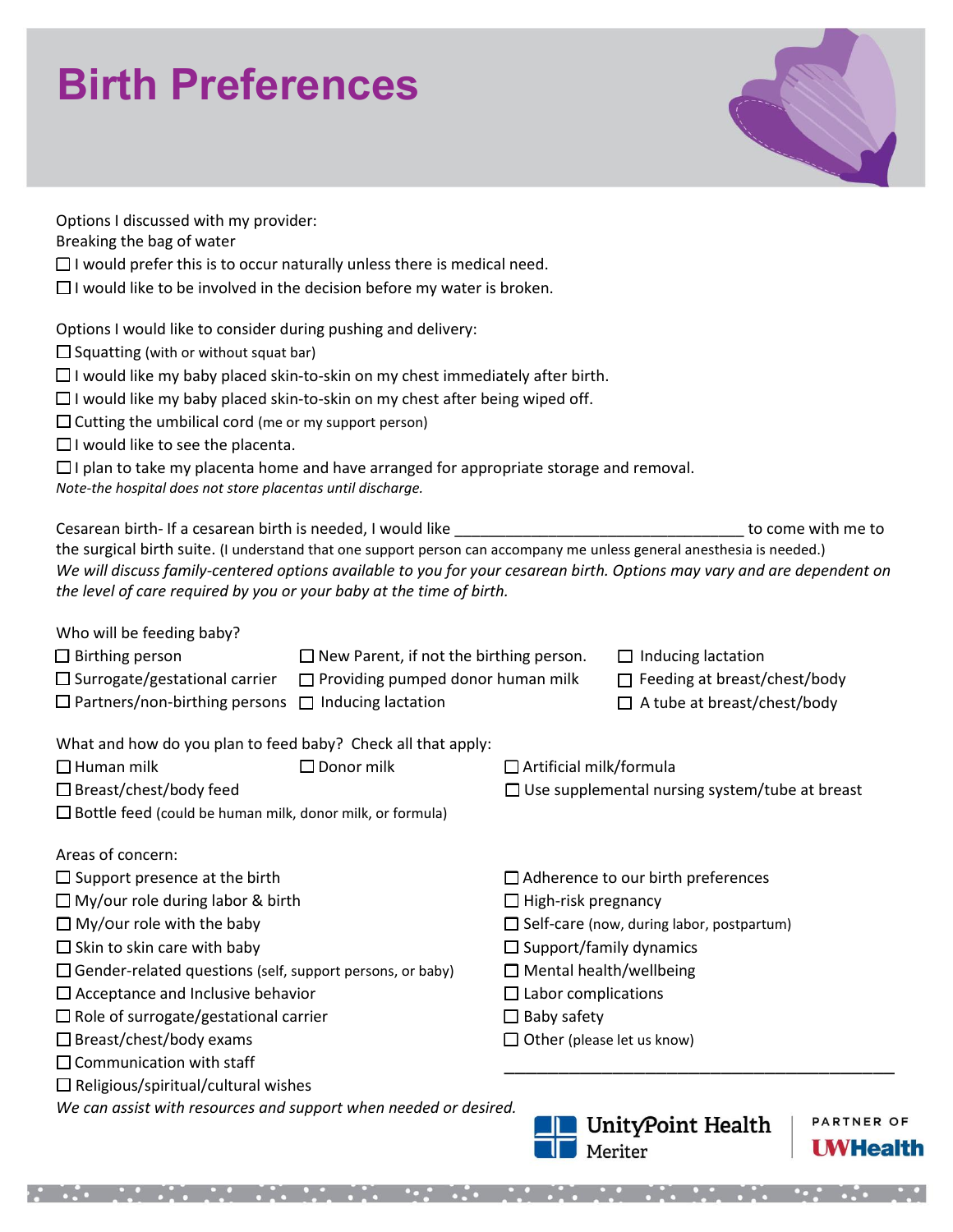# Birth Preferences

Options I discussed with my provider:

Breaking the bag of water

☐ I would prefer this is to occur naturally unless there is medical need.

☐ I would like to be involved in the decision before my water is broken.

Options I would like to consider during pushing and delivery:

☐ Squatting (with or without squat bar)

☐ I would like my baby placed skin-to-skin on my chest immediately after birth.

☐ I would like my baby placed skin-to-skin on my chest after being wiped off.

☐ Cutting the umbilical cord (me or my support person)

☐ I would like to see the placenta.

☐ I plan to take my placenta home and have arranged for appropriate storage and removal.

*Note-the hospital does not store placentas until discharge.*

Cesarean birth- If a cesarean birth is needed, I would like ________________________________ to come with me to the surgical birth suite. (I understand that one support person can accompany me unless general anesthesia is needed.)

*We will discuss family-centered options available to you for your cesarean birth. Options may vary and are dependent on the level of care required by you or your baby at the time of birth.*

Who will be feeding baby?

☐ Birthing person

☐ Surrogate/gestational carrier

☐ Partners/non-birthing persons

☐ New Parent, if not the birthing person.

☐ Providing pumped donor human milk

☐ Inducing lactation

☐ Inducing lactation

☐ Feeding at breast/chest/body

☐ A tube at breast/chest/body

What and how do you plan to feed baby? Check all that apply:

☐ Human milk

☐ Donor milk

☐ Artificial milk/formula

☐ Breast/chest/body feed

☐ Use supplemental nursing system/tube at breast

☐ Bottle feed (could be human milk, donor milk, or formula)

Areas of concern:

☐ Support presence at the birth

☐ My/our role during labor & birth

☐ My/our role with the baby

☐ Skin to skin care with baby

☐ Gender-related questions (self, support persons, or baby)

☐ Acceptance and Inclusive behavior

☐ Role of surrogate/gestational carrier

☐ Breast/chest/body exams

☐ Communication with staff

☐ Religious/spiritual/cultural wishes

☐ Adherence to our birth preferences

☐ High-risk pregnancy

☐ Self-care (now, during labor, postpartum)

☐ Support/family dynamics

☐ Mental health/wellbeing

☐ Labor complications

☐ Baby safety

☐ Other (please let us know)

_____________________________________________

*We can assist with resources and support when needed or desired.*

UnityPoint Health Meriter | PARTNER OF UWHealth